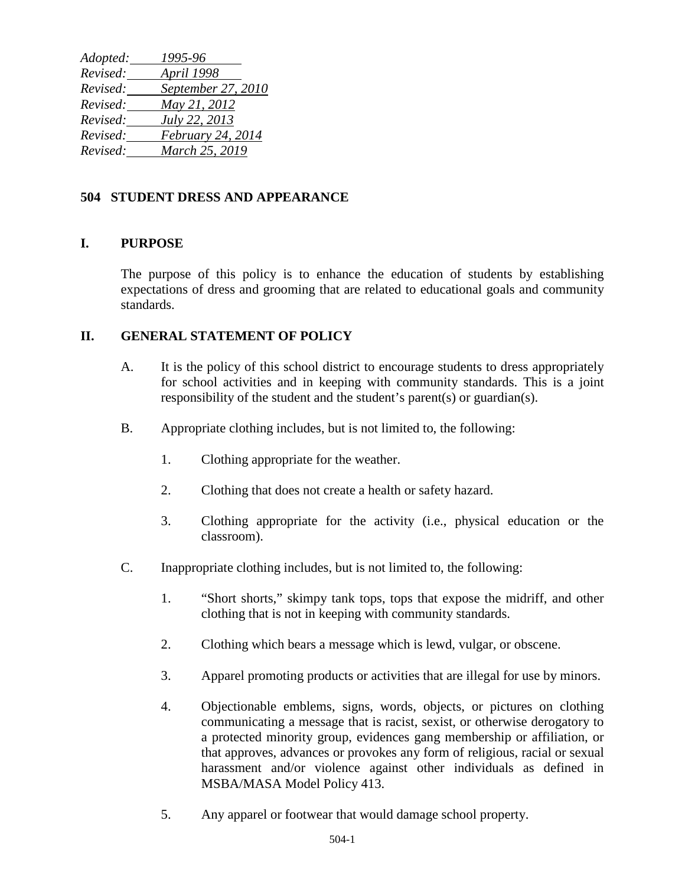*Adopted: 1995-96*
*Revised: April 1998*
*Revised: September 27, 2010*
*Revised: May 21, 2012*
*Revised: July 22, 2013*
*Revised: February 24, 2014*
*Revised: March 25, 2019*

# 504 STUDENT DRESS AND APPEARANCE

## I. PURPOSE

The purpose of this policy is to enhance the education of students by establishing expectations of dress and grooming that are related to educational goals and community standards.

## II. GENERAL STATEMENT OF POLICY

A. It is the policy of this school district to encourage students to dress appropriately for school activities and in keeping with community standards. This is a joint responsibility of the student and the student's parent(s) or guardian(s).

B. Appropriate clothing includes, but is not limited to, the following:

1. Clothing appropriate for the weather.
2. Clothing that does not create a health or safety hazard.
3. Clothing appropriate for the activity (i.e., physical education or the classroom).

C. Inappropriate clothing includes, but is not limited to, the following:

1. "Short shorts," skimpy tank tops, tops that expose the midriff, and other clothing that is not in keeping with community standards.
2. Clothing which bears a message which is lewd, vulgar, or obscene.
3. Apparel promoting products or activities that are illegal for use by minors.
4. Objectionable emblems, signs, words, objects, or pictures on clothing communicating a message that is racist, sexist, or otherwise derogatory to a protected minority group, evidences gang membership or affiliation, or that approves, advances or provokes any form of religious, racial or sexual harassment and/or violence against other individuals as defined in MSBA/MASA Model Policy 413.
5. Any apparel or footwear that would damage school property.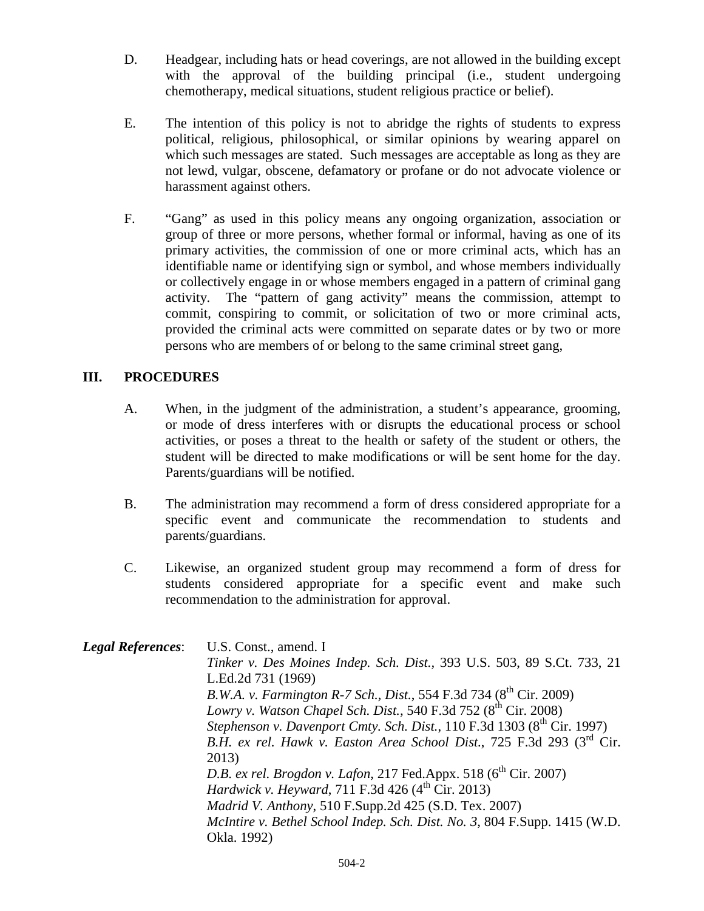D. Headgear, including hats or head coverings, are not allowed in the building except with the approval of the building principal (i.e., student undergoing chemotherapy, medical situations, student religious practice or belief).

E. The intention of this policy is not to abridge the rights of students to express political, religious, philosophical, or similar opinions by wearing apparel on which such messages are stated. Such messages are acceptable as long as they are not lewd, vulgar, obscene, defamatory or profane or do not advocate violence or harassment against others.

F. "Gang" as used in this policy means any ongoing organization, association or group of three or more persons, whether formal or informal, having as one of its primary activities, the commission of one or more criminal acts, which has an identifiable name or identifying sign or symbol, and whose members individually or collectively engage in or whose members engaged in a pattern of criminal gang activity. The "pattern of gang activity" means the commission, attempt to commit, conspiring to commit, or solicitation of two or more criminal acts, provided the criminal acts were committed on separate dates or by two or more persons who are members of or belong to the same criminal street gang,

## III. PROCEDURES

A. When, in the judgment of the administration, a student's appearance, grooming, or mode of dress interferes with or disrupts the educational process or school activities, or poses a threat to the health or safety of the student or others, the student will be directed to make modifications or will be sent home for the day. Parents/guardians will be notified.

B. The administration may recommend a form of dress considered appropriate for a specific event and communicate the recommendation to students and parents/guardians.

C. Likewise, an organized student group may recommend a form of dress for students considered appropriate for a specific event and make such recommendation to the administration for approval.

***Legal References***:

U.S. Const., amend. I

*Tinker v. Des Moines Indep. Sch. Dist.*, 393 U.S. 503, 89 S.Ct. 733, 21 L.Ed.2d 731 (1969)

*B.W.A. v. Farmington R-7 Sch., Dist.*, 554 F.3d 734 (8th Cir. 2009)

*Lowry v. Watson Chapel Sch. Dist.*, 540 F.3d 752 (8th Cir. 2008)

*Stephenson v. Davenport Cmty. Sch. Dist.*, 110 F.3d 1303 (8th Cir. 1997)

*B.H. ex rel. Hawk v. Easton Area School Dist.*, 725 F.3d 293 (3rd Cir. 2013)

*D.B. ex rel. Brogdon v. Lafon*, 217 Fed.Appx. 518 (6th Cir. 2007)

*Hardwick v. Heyward*, 711 F.3d 426 (4th Cir. 2013)

*Madrid V. Anthony*, 510 F.Supp.2d 425 (S.D. Tex. 2007)

*McIntire v. Bethel School Indep. Sch. Dist. No. 3*, 804 F.Supp. 1415 (W.D. Okla. 1992)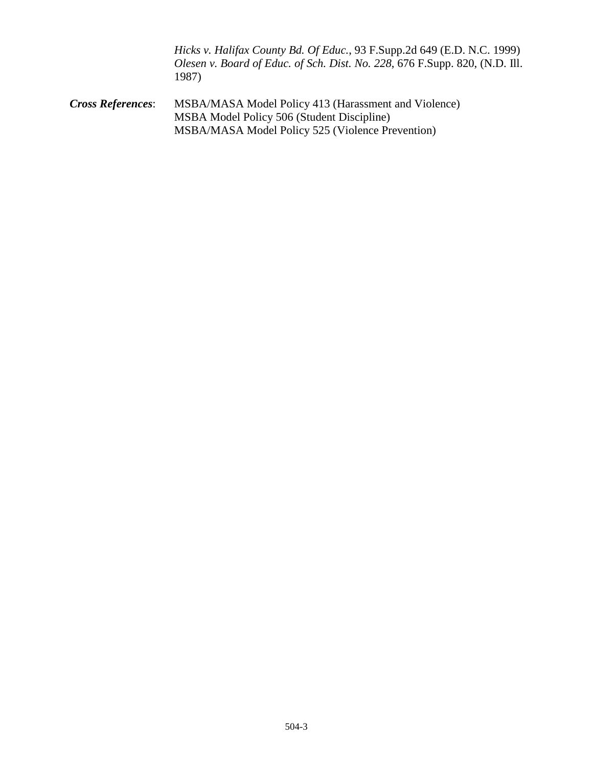*Hicks v. Halifax County Bd. Of Educ.*, 93 F.Supp.2d 649 (E.D. N.C. 1999)
*Olesen v. Board of Educ. of Sch. Dist. No. 228*, 676 F.Supp. 820, (N.D. Ill. 1987)

***Cross References***: MSBA/MASA Model Policy 413 (Harassment and Violence)
MSBA Model Policy 506 (Student Discipline)
MSBA/MASA Model Policy 525 (Violence Prevention)